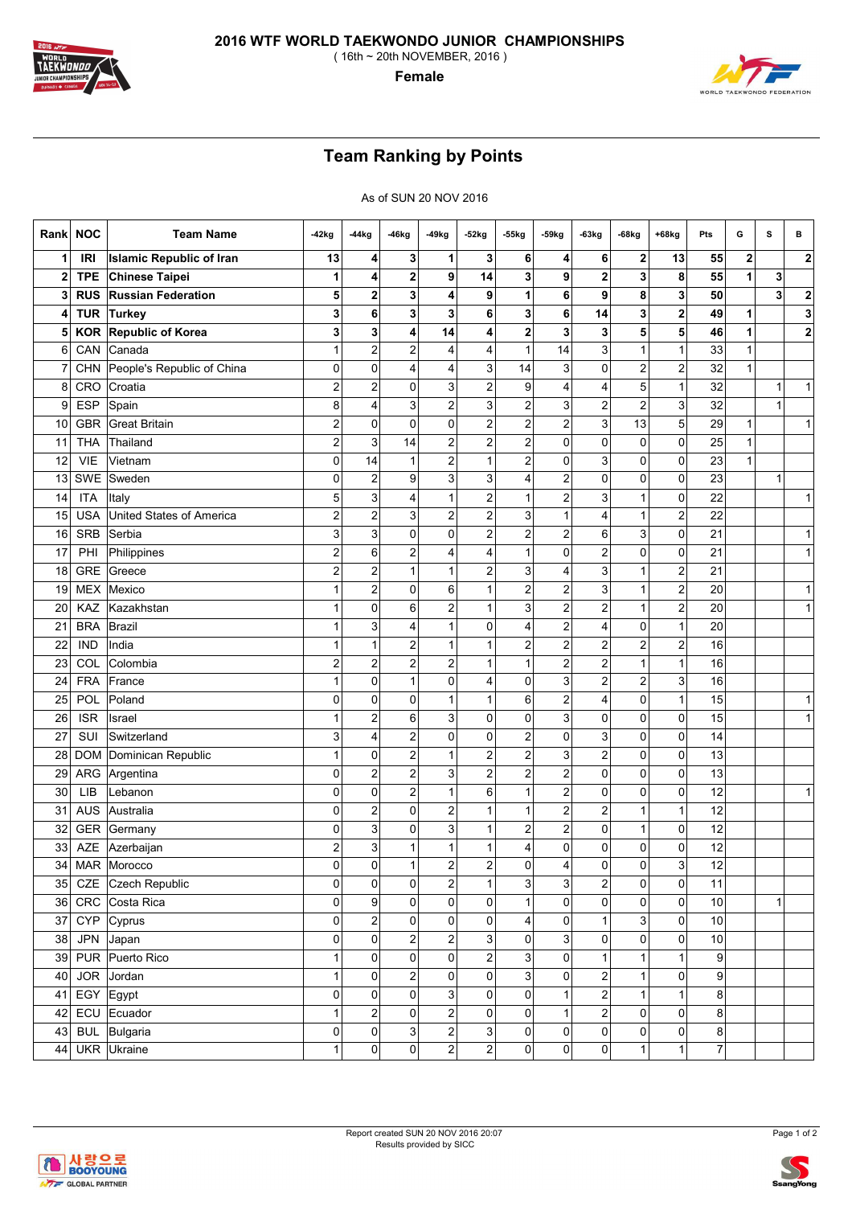# 2016 WTF WORLD TAEKWONDO JUNIOR CHAMPIONSHIPS

( 16th ~ 20th NOVEMBER, 2016 )

**Female**

## Team Ranking by Points

As of SUN 20 NOV 2016

| Rank | NOC | Team Name | -42kg | -44kg | -46kg | -49kg | -52kg | -55kg | -59kg | -63kg | -68kg | +68kg | Pts | G | S | B |
|---|---|---|---|---|---|---|---|---|---|---|---|---|---|---|---|---|
| **1** | **IRI** | **Islamic Republic of Iran** | **13** | **4** | **3** | **1** | **3** | **6** | **4** | **6** | **2** | **13** | **55** | **2** | | **2** |
| **2** | **TPE** | **Chinese Taipei** | **1** | **4** | **2** | **9** | **14** | **3** | **9** | **2** | **3** | **8** | **55** | **1** | **3** | |
| **3** | **RUS** | **Russian Federation** | **5** | **2** | **3** | **4** | **9** | **1** | **6** | **9** | **8** | **3** | **50** | | **3** | **2** |
| **4** | **TUR** | **Turkey** | **3** | **6** | **3** | **3** | **6** | **3** | **6** | **14** | **3** | **2** | **49** | **1** | | **3** |
| **5** | **KOR** | **Republic of Korea** | **3** | **3** | **4** | **14** | **4** | **2** | **3** | **3** | **5** | **5** | **46** | **1** | | **2** |
| 6 | CAN | Canada | 1 | 2 | 2 | 4 | 4 | 1 | 14 | 3 | 1 | 1 | 33 | 1 | | |
| 7 | CHN | People's Republic of China | 0 | 0 | 4 | 4 | 3 | 14 | 3 | 0 | 2 | 2 | 32 | 1 | | |
| 8 | CRO | Croatia | 2 | 2 | 0 | 3 | 2 | 9 | 4 | 4 | 5 | 1 | 32 | | 1 | 1 |
| 9 | ESP | Spain | 8 | 4 | 3 | 2 | 3 | 2 | 3 | 2 | 2 | 3 | 32 | | 1 | |
| 10 | GBR | Great Britain | 2 | 0 | 0 | 0 | 2 | 2 | 2 | 3 | 13 | 5 | 29 | 1 | | 1 |
| 11 | THA | Thailand | 2 | 3 | 14 | 2 | 2 | 2 | 0 | 0 | 0 | 0 | 25 | 1 | | |
| 12 | VIE | Vietnam | 0 | 14 | 1 | 2 | 1 | 2 | 0 | 3 | 0 | 0 | 23 | 1 | | |
| 13 | SWE | Sweden | 0 | 2 | 9 | 3 | 3 | 4 | 2 | 0 | 0 | 0 | 23 | | 1 | |
| 14 | ITA | Italy | 5 | 3 | 4 | 1 | 2 | 1 | 2 | 3 | 1 | 0 | 22 | | | 1 |
| 15 | USA | United States of America | 2 | 2 | 3 | 2 | 2 | 3 | 1 | 4 | 1 | 2 | 22 | | | |
| 16 | SRB | Serbia | 3 | 3 | 0 | 0 | 2 | 2 | 2 | 6 | 3 | 0 | 21 | | | 1 |
| 17 | PHI | Philippines | 2 | 6 | 2 | 4 | 4 | 1 | 0 | 2 | 0 | 0 | 21 | | | 1 |
| 18 | GRE | Greece | 2 | 2 | 1 | 1 | 2 | 3 | 4 | 3 | 1 | 2 | 21 | | | |
| 19 | MEX | Mexico | 1 | 2 | 0 | 6 | 1 | 2 | 2 | 3 | 1 | 2 | 20 | | | 1 |
| 20 | KAZ | Kazakhstan | 1 | 0 | 6 | 2 | 1 | 3 | 2 | 2 | 1 | 2 | 20 | | | 1 |
| 21 | BRA | Brazil | 1 | 3 | 4 | 1 | 0 | 4 | 2 | 4 | 0 | 1 | 20 | | | |
| 22 | IND | India | 1 | 1 | 2 | 1 | 1 | 2 | 2 | 2 | 2 | 2 | 16 | | | |
| 23 | COL | Colombia | 2 | 2 | 2 | 2 | 1 | 1 | 2 | 2 | 1 | 1 | 16 | | | |
| 24 | FRA | France | 1 | 0 | 1 | 0 | 4 | 0 | 3 | 2 | 2 | 3 | 16 | | | |
| 25 | POL | Poland | 0 | 0 | 0 | 1 | 1 | 6 | 2 | 4 | 0 | 1 | 15 | | | 1 |
| 26 | ISR | Israel | 1 | 2 | 6 | 3 | 0 | 0 | 3 | 0 | 0 | 0 | 15 | | | 1 |
| 27 | SUI | Switzerland | 3 | 4 | 2 | 0 | 0 | 2 | 0 | 3 | 0 | 0 | 14 | | | |
| 28 | DOM | Dominican Republic | 1 | 0 | 2 | 1 | 2 | 2 | 3 | 2 | 0 | 0 | 13 | | | |
| 29 | ARG | Argentina | 0 | 2 | 2 | 3 | 2 | 2 | 2 | 0 | 0 | 0 | 13 | | | |
| 30 | LIB | Lebanon | 0 | 0 | 2 | 1 | 6 | 1 | 2 | 0 | 0 | 0 | 12 | | | 1 |
| 31 | AUS | Australia | 0 | 2 | 0 | 2 | 1 | 1 | 2 | 2 | 1 | 1 | 12 | | | |
| 32 | GER | Germany | 0 | 3 | 0 | 3 | 1 | 2 | 2 | 0 | 1 | 0 | 12 | | | |
| 33 | AZE | Azerbaijan | 2 | 3 | 1 | 1 | 1 | 4 | 0 | 0 | 0 | 0 | 12 | | | |
| 34 | MAR | Morocco | 0 | 0 | 1 | 2 | 2 | 0 | 4 | 0 | 0 | 3 | 12 | | | |
| 35 | CZE | Czech Republic | 0 | 0 | 0 | 2 | 1 | 3 | 3 | 2 | 0 | 0 | 11 | | | |
| 36 | CRC | Costa Rica | 0 | 9 | 0 | 0 | 0 | 1 | 0 | 0 | 0 | 0 | 10 | | 1 | |
| 37 | CYP | Cyprus | 0 | 2 | 0 | 0 | 0 | 4 | 0 | 1 | 3 | 0 | 10 | | | |
| 38 | JPN | Japan | 0 | 0 | 2 | 2 | 3 | 0 | 3 | 0 | 0 | 0 | 10 | | | |
| 39 | PUR | Puerto Rico | 1 | 0 | 0 | 0 | 2 | 3 | 0 | 1 | 1 | 1 | 9 | | | |
| 40 | JOR | Jordan | 1 | 0 | 2 | 0 | 0 | 3 | 0 | 2 | 1 | 0 | 9 | | | |
| 41 | EGY | Egypt | 0 | 0 | 0 | 3 | 0 | 0 | 1 | 2 | 1 | 1 | 8 | | | |
| 42 | ECU | Ecuador | 1 | 2 | 0 | 2 | 0 | 0 | 1 | 2 | 0 | 0 | 8 | | | |
| 43 | BUL | Bulgaria | 0 | 0 | 3 | 2 | 3 | 0 | 0 | 0 | 0 | 0 | 8 | | | |
| 44 | UKR | Ukraine | 1 | 0 | 0 | 2 | 2 | 0 | 0 | 0 | 1 | 1 | 7 | | | |

Report created SUN 20 NOV 2016 20:07
Results provided by SICC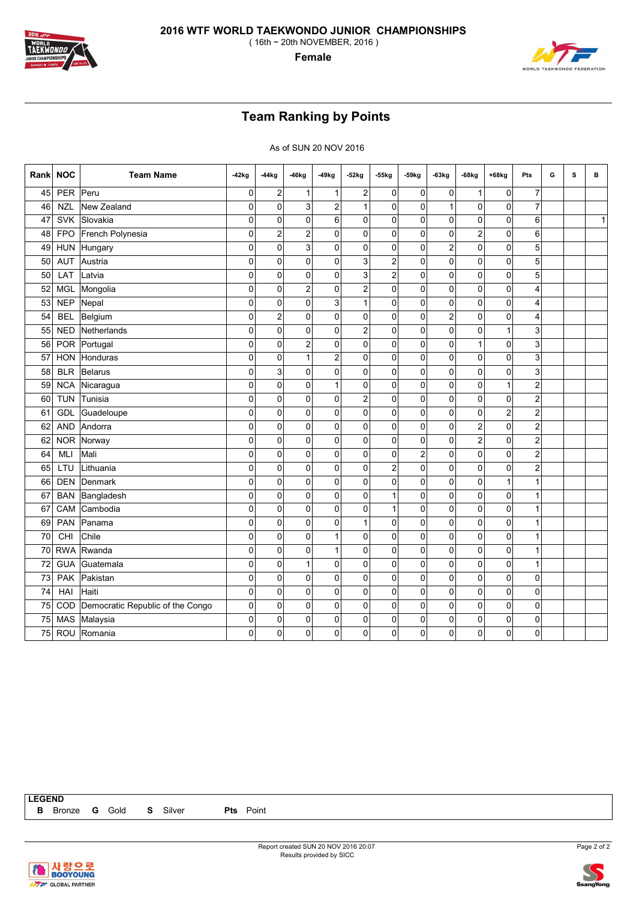**2016 WTF WORLD TAEKWONDO JUNIOR CHAMPIONSHIPS**

( 16th ~ 20th NOVEMBER, 2016 )

**Female**

## Team Ranking by Points

As of SUN 20 NOV 2016

| Rank | NOC | Team Name | -42kg | -44kg | -46kg | -49kg | -52kg | -55kg | -59kg | -63kg | -68kg | +68kg | Pts | G | S | B |
|---|---|---|---|---|---|---|---|---|---|---|---|---|---|---|---|---|
| 45 | PER | Peru | 0 | 2 | 1 | 1 | 2 | 0 | 0 | 0 | 1 | 0 | 7 | | | |
| 46 | NZL | New Zealand | 0 | 0 | 3 | 2 | 1 | 0 | 0 | 1 | 0 | 0 | 7 | | | |
| 47 | SVK | Slovakia | 0 | 0 | 0 | 6 | 0 | 0 | 0 | 0 | 0 | 0 | 6 | | | 1 |
| 48 | FPO | French Polynesia | 0 | 2 | 2 | 0 | 0 | 0 | 0 | 0 | 2 | 0 | 6 | | | |
| 49 | HUN | Hungary | 0 | 0 | 3 | 0 | 0 | 0 | 0 | 2 | 0 | 0 | 5 | | | |
| 50 | AUT | Austria | 0 | 0 | 0 | 0 | 3 | 2 | 0 | 0 | 0 | 0 | 5 | | | |
| 50 | LAT | Latvia | 0 | 0 | 0 | 0 | 3 | 2 | 0 | 0 | 0 | 0 | 5 | | | |
| 52 | MGL | Mongolia | 0 | 0 | 2 | 0 | 2 | 0 | 0 | 0 | 0 | 0 | 4 | | | |
| 53 | NEP | Nepal | 0 | 0 | 0 | 3 | 1 | 0 | 0 | 0 | 0 | 0 | 4 | | | |
| 54 | BEL | Belgium | 0 | 2 | 0 | 0 | 0 | 0 | 0 | 2 | 0 | 0 | 4 | | | |
| 55 | NED | Netherlands | 0 | 0 | 0 | 0 | 2 | 0 | 0 | 0 | 0 | 1 | 3 | | | |
| 56 | POR | Portugal | 0 | 0 | 2 | 0 | 0 | 0 | 0 | 0 | 1 | 0 | 3 | | | |
| 57 | HON | Honduras | 0 | 0 | 1 | 2 | 0 | 0 | 0 | 0 | 0 | 0 | 3 | | | |
| 58 | BLR | Belarus | 0 | 3 | 0 | 0 | 0 | 0 | 0 | 0 | 0 | 0 | 3 | | | |
| 59 | NCA | Nicaragua | 0 | 0 | 0 | 1 | 0 | 0 | 0 | 0 | 0 | 1 | 2 | | | |
| 60 | TUN | Tunisia | 0 | 0 | 0 | 0 | 2 | 0 | 0 | 0 | 0 | 0 | 2 | | | |
| 61 | GDL | Guadeloupe | 0 | 0 | 0 | 0 | 0 | 0 | 0 | 0 | 0 | 2 | 2 | | | |
| 62 | AND | Andorra | 0 | 0 | 0 | 0 | 0 | 0 | 0 | 0 | 2 | 0 | 2 | | | |
| 62 | NOR | Norway | 0 | 0 | 0 | 0 | 0 | 0 | 0 | 0 | 2 | 0 | 2 | | | |
| 64 | MLI | Mali | 0 | 0 | 0 | 0 | 0 | 0 | 2 | 0 | 0 | 0 | 2 | | | |
| 65 | LTU | Lithuania | 0 | 0 | 0 | 0 | 0 | 2 | 0 | 0 | 0 | 0 | 2 | | | |
| 66 | DEN | Denmark | 0 | 0 | 0 | 0 | 0 | 0 | 0 | 0 | 0 | 1 | 1 | | | |
| 67 | BAN | Bangladesh | 0 | 0 | 0 | 0 | 0 | 1 | 0 | 0 | 0 | 0 | 1 | | | |
| 67 | CAM | Cambodia | 0 | 0 | 0 | 0 | 0 | 1 | 0 | 0 | 0 | 0 | 1 | | | |
| 69 | PAN | Panama | 0 | 0 | 0 | 0 | 1 | 0 | 0 | 0 | 0 | 0 | 1 | | | |
| 70 | CHI | Chile | 0 | 0 | 0 | 1 | 0 | 0 | 0 | 0 | 0 | 0 | 1 | | | |
| 70 | RWA | Rwanda | 0 | 0 | 0 | 1 | 0 | 0 | 0 | 0 | 0 | 0 | 1 | | | |
| 72 | GUA | Guatemala | 0 | 0 | 1 | 0 | 0 | 0 | 0 | 0 | 0 | 0 | 1 | | | |
| 73 | PAK | Pakistan | 0 | 0 | 0 | 0 | 0 | 0 | 0 | 0 | 0 | 0 | 0 | | | |
| 74 | HAI | Haiti | 0 | 0 | 0 | 0 | 0 | 0 | 0 | 0 | 0 | 0 | 0 | | | |
| 75 | COD | Democratic Republic of the Congo | 0 | 0 | 0 | 0 | 0 | 0 | 0 | 0 | 0 | 0 | 0 | | | |
| 75 | MAS | Malaysia | 0 | 0 | 0 | 0 | 0 | 0 | 0 | 0 | 0 | 0 | 0 | | | |
| 75 | ROU | Romania | 0 | 0 | 0 | 0 | 0 | 0 | 0 | 0 | 0 | 0 | 0 | | | |

**LEGEND**

**B** Bronze **G** Gold **S** Silver **Pts** Point

Report created SUN 20 NOV 2016 20:07
Results provided by SICC